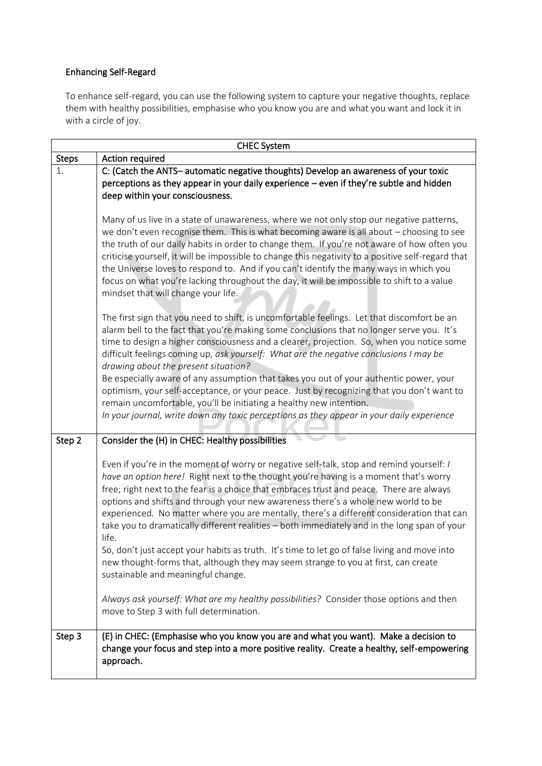## Enhancing Self-Regard

To enhance self-regard, you can use the following system to capture your negative thoughts, replace them with healthy possibilities, emphasise who you know you are and what you want and lock it in with a circle of joy.

| CHEC System | |
|---|---|
| Steps | Action required |
| 1. | C: (Catch the ANTS– automatic negative thoughts) Develop an awareness of your toxic perceptions as they appear in your daily experience – even if they're subtle and hidden deep within your consciousness.<br><br>Many of us live in a state of unawareness, where we not only stop our negative patterns, we don't even recognise them. This is what becoming aware is all about – choosing to see the truth of our daily habits in order to change them. If you're not aware of how often you criticise yourself, it will be impossible to change this negativity to a positive self-regard that the Universe loves to respond to. And if you can't identify the many ways in which you focus on what you're lacking throughout the day, it will be impossible to shift to a value mindset that will change your life.<br><br>The first sign that you need to shift, is uncomfortable feelings. Let that discomfort be an alarm bell to the fact that you're making some conclusions that no longer serve you. It's time to design a higher consciousness and a clearer, projection. So, when you notice some difficult feelings coming up, *ask yourself: What are the negative conclusions I may be drawing about the present situation?*<br>Be especially aware of any assumption that takes you out of your authentic power, your optimism, your self-acceptance, or your peace. Just by recognizing that you don't want to remain uncomfortable, you'll be initiating a healthy new intention.<br>*In your journal, write down any toxic perceptions as they appear in your daily experience* |
| Step 2 | Consider the (H) in CHEC: Healthy possibilities<br><br>Even if you're in the moment of worry or negative self-talk, stop and remind yourself: *I have an option here!* Right next to the thought you're having is a moment that's worry free; right next to the fear is a choice that embraces trust and peace. There are always options and shifts and through your new awareness there's a whole new world to be experienced. No matter where you are mentally, there's a different consideration that can take you to dramatically different realities – both immediately and in the long span of your life.<br>So, don't just accept your habits as truth. It's time to let go of false living and move into new thought-forms that, although they may seem strange to you at first, can create sustainable and meaningful change.<br><br>*Always ask yourself: What are my healthy possibilities?* Consider those options and then move to Step 3 with full determination. |
| Step 3 | (E) in CHEC: (Emphasise who you know you are and what you want). Make a decision to change your focus and step into a more positive reality. Create a healthy, self-empowering approach. |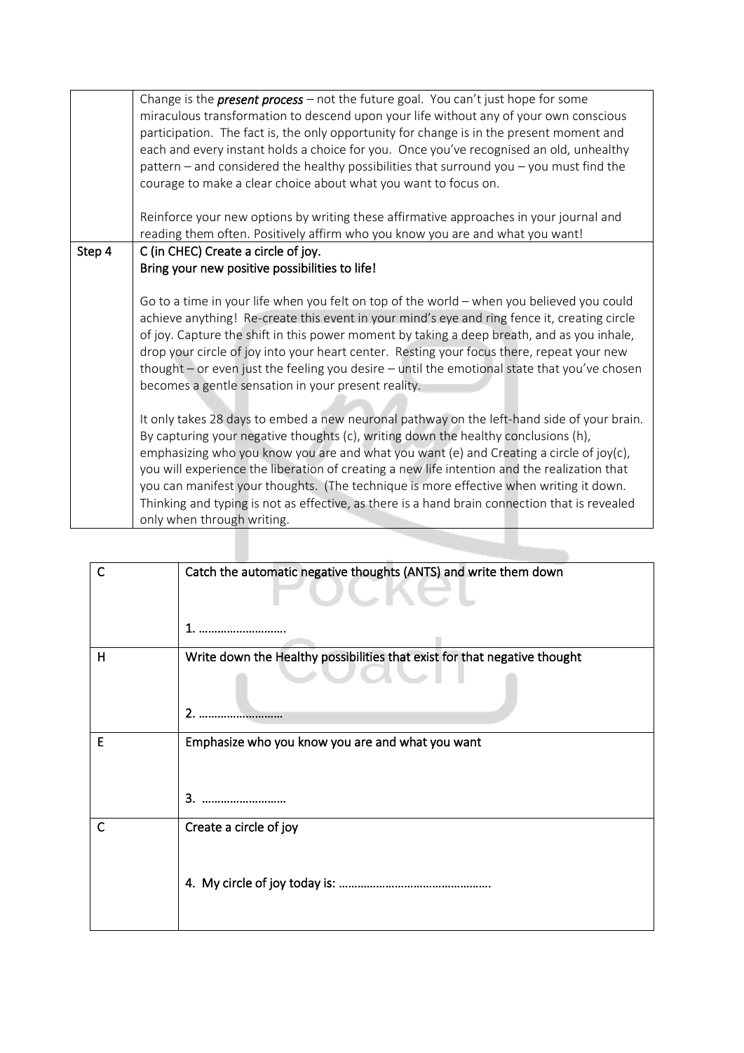| | |
|---|---|
| | Change is the ***present process*** – not the future goal. You can't just hope for some miraculous transformation to descend upon your life without any of your own conscious participation. The fact is, the only opportunity for change is in the present moment and each and every instant holds a choice for you. Once you've recognised an old, unhealthy pattern – and considered the healthy possibilities that surround you – you must find the courage to make a clear choice about what you want to focus on.<br><br>Reinforce your new options by writing these affirmative approaches in your journal and reading them often. Positively affirm who you know you are and what you want! |
| Step 4 | C (in CHEC) Create a circle of joy.<br>Bring your new positive possibilities to life!<br><br>Go to a time in your life when you felt on top of the world – when you believed you could achieve anything! Re-create this event in your mind's eye and ring fence it, creating circle of joy. Capture the shift in this power moment by taking a deep breath, and as you inhale, drop your circle of joy into your heart center. Resting your focus there, repeat your new thought – or even just the feeling you desire – until the emotional state that you've chosen becomes a gentle sensation in your present reality.<br><br>It only takes 28 days to embed a new neuronal pathway on the left-hand side of your brain. By capturing your negative thoughts (c), writing down the healthy conclusions (h), emphasizing who you know you are and what you want (e) and Creating a circle of joy(c), you will experience the liberation of creating a new life intention and the realization that you can manifest your thoughts. (The technique is more effective when writing it down. Thinking and typing is not as effective, as there is a hand brain connection that is revealed only when through writing. |

| | |
|---|---|
| C | Catch the automatic negative thoughts (ANTS) and write them down<br><br>1. ……………………… |
| H | Write down the Healthy possibilities that exist for that negative thought<br><br>2. ……………………… |
| E | Emphasize who you know you are and what you want<br><br>3. ……………………… |
| C | Create a circle of joy<br><br>4. My circle of joy today is: …………………………………………. |